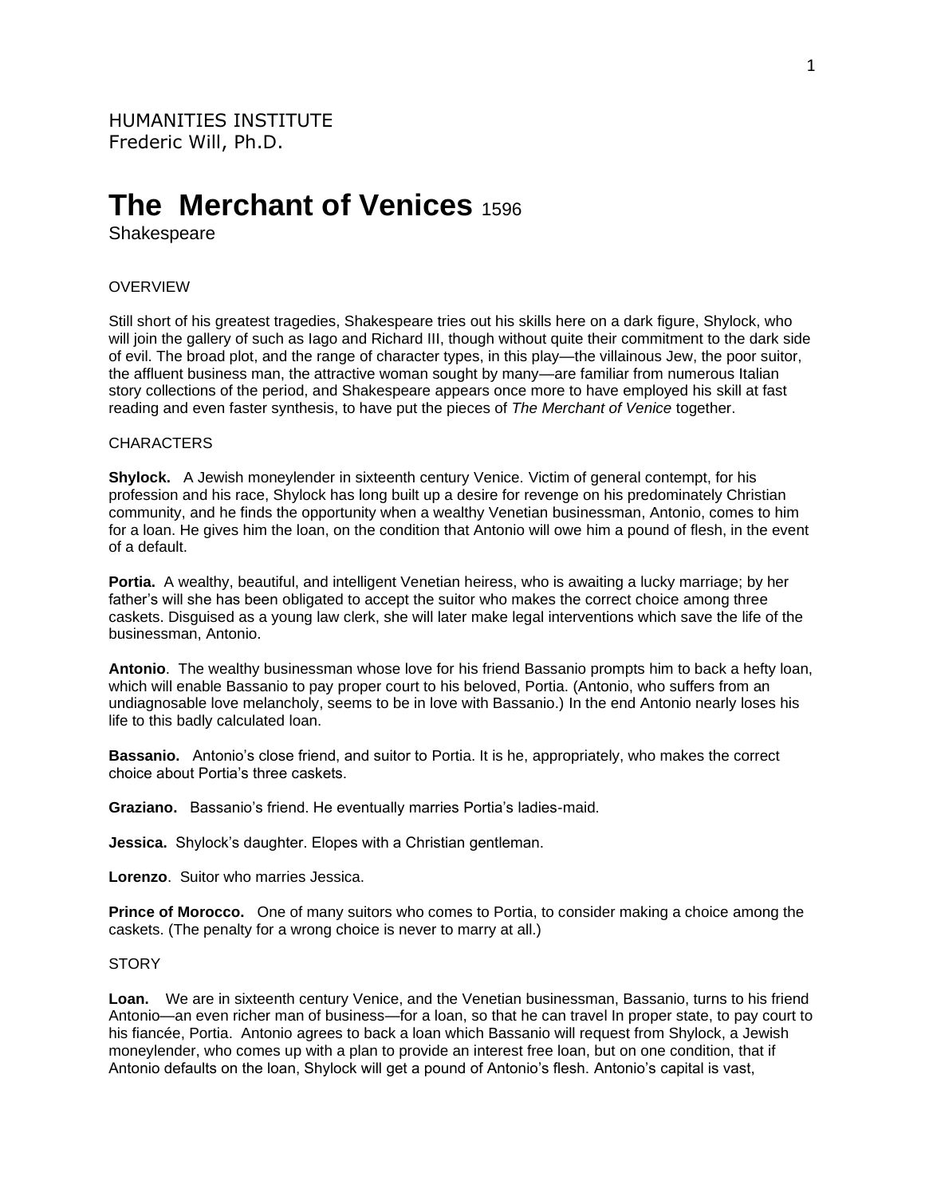HUMANITIES INSTITUTE
Frederic Will, Ph.D.

# The Merchant of Venices 1596

Shakespeare

OVERVIEW

Still short of his greatest tragedies, Shakespeare tries out his skills here on a dark figure, Shylock, who will join the gallery of such as Iago and Richard III, though without quite their commitment to the dark side of evil. The broad plot, and the range of character types, in this play—the villainous Jew, the poor suitor, the affluent business man, the attractive woman sought by many—are familiar from numerous Italian story collections of the period, and Shakespeare appears once more to have employed his skill at fast reading and even faster synthesis, to have put the pieces of *The Merchant of Venice* together.

CHARACTERS

**Shylock.** A Jewish moneylender in sixteenth century Venice. Victim of general contempt, for his profession and his race, Shylock has long built up a desire for revenge on his predominately Christian community, and he finds the opportunity when a wealthy Venetian businessman, Antonio, comes to him for a loan. He gives him the loan, on the condition that Antonio will owe him a pound of flesh, in the event of a default.

**Portia.** A wealthy, beautiful, and intelligent Venetian heiress, who is awaiting a lucky marriage; by her father's will she has been obligated to accept the suitor who makes the correct choice among three caskets. Disguised as a young law clerk, she will later make legal interventions which save the life of the businessman, Antonio.

**Antonio**. The wealthy businessman whose love for his friend Bassanio prompts him to back a hefty loan, which will enable Bassanio to pay proper court to his beloved, Portia. (Antonio, who suffers from an undiagnosable love melancholy, seems to be in love with Bassanio.) In the end Antonio nearly loses his life to this badly calculated loan.

**Bassanio.** Antonio's close friend, and suitor to Portia. It is he, appropriately, who makes the correct choice about Portia's three caskets.

**Graziano.** Bassanio's friend. He eventually marries Portia's ladies-maid.

**Jessica.** Shylock's daughter. Elopes with a Christian gentleman.

**Lorenzo**. Suitor who marries Jessica.

**Prince of Morocco.** One of many suitors who comes to Portia, to consider making a choice among the caskets. (The penalty for a wrong choice is never to marry at all.)

STORY

**Loan.** We are in sixteenth century Venice, and the Venetian businessman, Bassanio, turns to his friend Antonio—an even richer man of business—for a loan, so that he can travel In proper state, to pay court to his fiancée, Portia. Antonio agrees to back a loan which Bassanio will request from Shylock, a Jewish moneylender, who comes up with a plan to provide an interest free loan, but on one condition, that if Antonio defaults on the loan, Shylock will get a pound of Antonio's flesh. Antonio's capital is vast,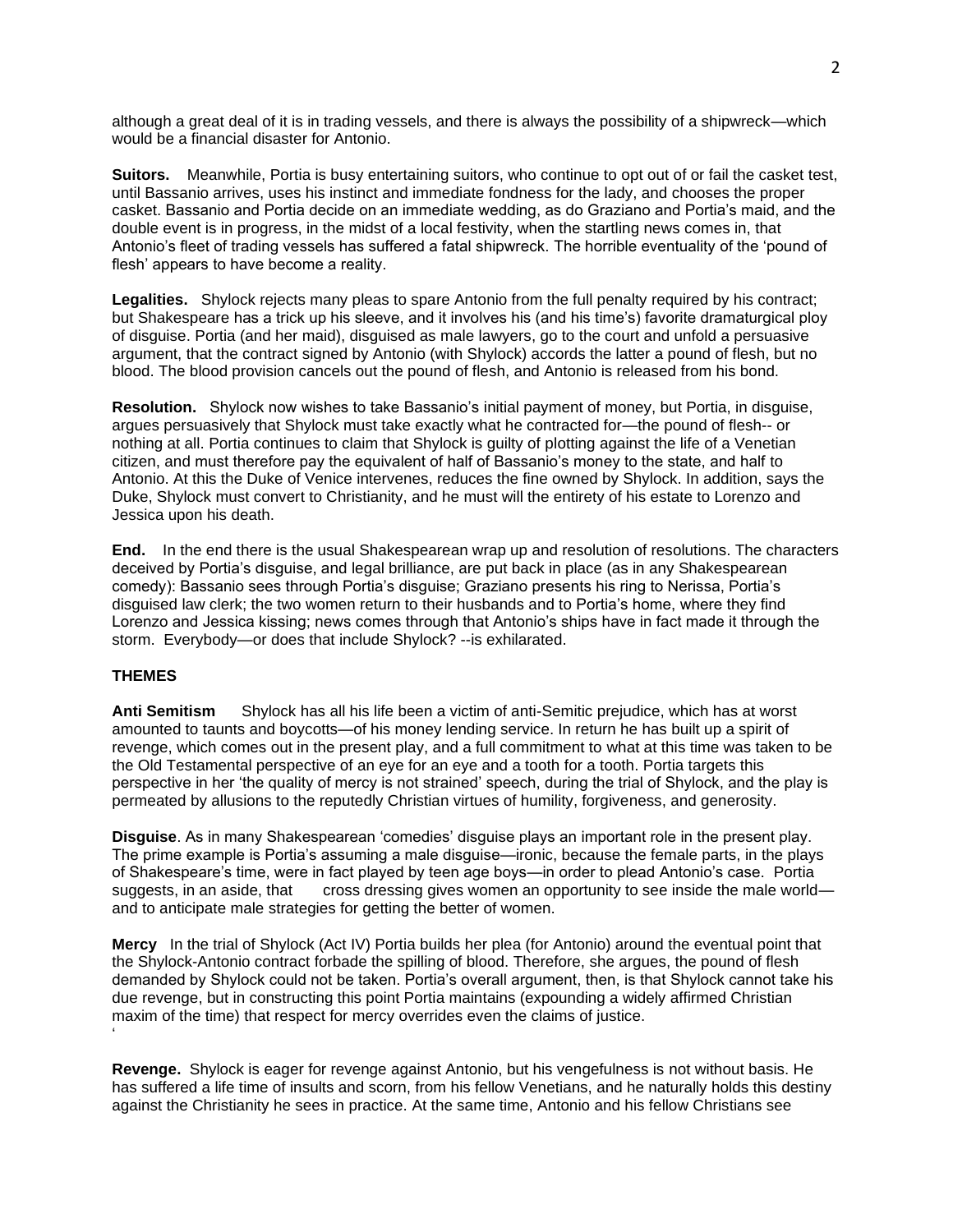although a great deal of it is in trading vessels, and there is always the possibility of a shipwreck—which would be a financial disaster for Antonio.

**Suitors.** Meanwhile, Portia is busy entertaining suitors, who continue to opt out of or fail the casket test, until Bassanio arrives, uses his instinct and immediate fondness for the lady, and chooses the proper casket. Bassanio and Portia decide on an immediate wedding, as do Graziano and Portia's maid, and the double event is in progress, in the midst of a local festivity, when the startling news comes in, that Antonio's fleet of trading vessels has suffered a fatal shipwreck. The horrible eventuality of the 'pound of flesh' appears to have become a reality.

**Legalities.** Shylock rejects many pleas to spare Antonio from the full penalty required by his contract; but Shakespeare has a trick up his sleeve, and it involves his (and his time's) favorite dramaturgical ploy of disguise. Portia (and her maid), disguised as male lawyers, go to the court and unfold a persuasive argument, that the contract signed by Antonio (with Shylock) accords the latter a pound of flesh, but no blood. The blood provision cancels out the pound of flesh, and Antonio is released from his bond.

**Resolution.** Shylock now wishes to take Bassanio's initial payment of money, but Portia, in disguise, argues persuasively that Shylock must take exactly what he contracted for—the pound of flesh-- or nothing at all. Portia continues to claim that Shylock is guilty of plotting against the life of a Venetian citizen, and must therefore pay the equivalent of half of Bassanio's money to the state, and half to Antonio. At this the Duke of Venice intervenes, reduces the fine owned by Shylock. In addition, says the Duke, Shylock must convert to Christianity, and he must will the entirety of his estate to Lorenzo and Jessica upon his death.

**End.** In the end there is the usual Shakespearean wrap up and resolution of resolutions. The characters deceived by Portia's disguise, and legal brilliance, are put back in place (as in any Shakespearean comedy): Bassanio sees through Portia's disguise; Graziano presents his ring to Nerissa, Portia's disguised law clerk; the two women return to their husbands and to Portia's home, where they find Lorenzo and Jessica kissing; news comes through that Antonio's ships have in fact made it through the storm. Everybody—or does that include Shylock? --is exhilarated.

## THEMES

**Anti Semitism** Shylock has all his life been a victim of anti-Semitic prejudice, which has at worst amounted to taunts and boycotts—of his money lending service. In return he has built up a spirit of revenge, which comes out in the present play, and a full commitment to what at this time was taken to be the Old Testamental perspective of an eye for an eye and a tooth for a tooth. Portia targets this perspective in her 'the quality of mercy is not strained' speech, during the trial of Shylock, and the play is permeated by allusions to the reputedly Christian virtues of humility, forgiveness, and generosity.

**Disguise**. As in many Shakespearean 'comedies' disguise plays an important role in the present play. The prime example is Portia's assuming a male disguise—ironic, because the female parts, in the plays of Shakespeare's time, were in fact played by teen age boys—in order to plead Antonio's case. Portia suggests, in an aside, that cross dressing gives women an opportunity to see inside the male world—and to anticipate male strategies for getting the better of women.

**Mercy** In the trial of Shylock (Act IV) Portia builds her plea (for Antonio) around the eventual point that the Shylock-Antonio contract forbade the spilling of blood. Therefore, she argues, the pound of flesh demanded by Shylock could not be taken. Portia's overall argument, then, is that Shylock cannot take his due revenge, but in constructing this point Portia maintains (expounding a widely affirmed Christian maxim of the time) that respect for mercy overrides even the claims of justice.
'

**Revenge.** Shylock is eager for revenge against Antonio, but his vengefulness is not without basis. He has suffered a life time of insults and scorn, from his fellow Venetians, and he naturally holds this destiny against the Christianity he sees in practice. At the same time, Antonio and his fellow Christians see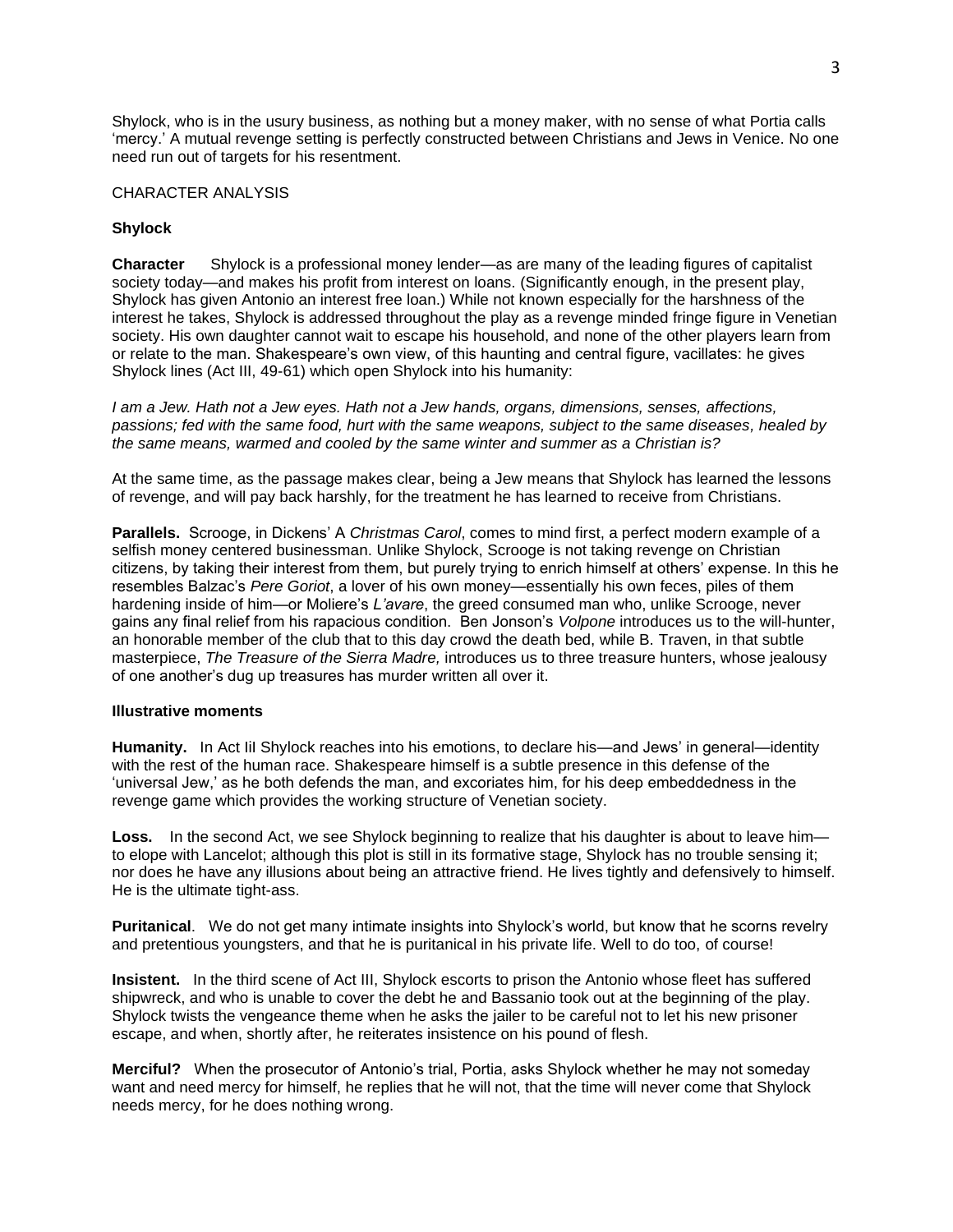Shylock, who is in the usury business, as nothing but a money maker, with no sense of what Portia calls 'mercy.' A mutual revenge setting is perfectly constructed between Christians and Jews in Venice. No one need run out of targets for his resentment.

CHARACTER ANALYSIS

**Shylock**

**Character** Shylock is a professional money lender—as are many of the leading figures of capitalist society today—and makes his profit from interest on loans. (Significantly enough, in the present play, Shylock has given Antonio an interest free loan.) While not known especially for the harshness of the interest he takes, Shylock is addressed throughout the play as a revenge minded fringe figure in Venetian society. His own daughter cannot wait to escape his household, and none of the other players learn from or relate to the man. Shakespeare's own view, of this haunting and central figure, vacillates: he gives Shylock lines (Act III, 49-61) which open Shylock into his humanity:

*I am a Jew. Hath not a Jew eyes. Hath not a Jew hands, organs, dimensions, senses, affections, passions; fed with the same food, hurt with the same weapons, subject to the same diseases, healed by the same means, warmed and cooled by the same winter and summer as a Christian is?*

At the same time, as the passage makes clear, being a Jew means that Shylock has learned the lessons of revenge, and will pay back harshly, for the treatment he has learned to receive from Christians.

**Parallels.** Scrooge, in Dickens' A *Christmas Carol*, comes to mind first, a perfect modern example of a selfish money centered businessman. Unlike Shylock, Scrooge is not taking revenge on Christian citizens, by taking their interest from them, but purely trying to enrich himself at others' expense. In this he resembles Balzac's *Pere Goriot*, a lover of his own money—essentially his own feces, piles of them hardening inside of him—or Moliere's *L'avare*, the greed consumed man who, unlike Scrooge, never gains any final relief from his rapacious condition. Ben Jonson's *Volpone* introduces us to the will-hunter, an honorable member of the club that to this day crowd the death bed, while B. Traven, in that subtle masterpiece, *The Treasure of the Sierra Madre,* introduces us to three treasure hunters, whose jealousy of one another's dug up treasures has murder written all over it.

**Illustrative moments**

**Humanity.** In Act IiI Shylock reaches into his emotions, to declare his—and Jews' in general—identity with the rest of the human race. Shakespeare himself is a subtle presence in this defense of the 'universal Jew,' as he both defends the man, and excoriates him, for his deep embeddedness in the revenge game which provides the working structure of Venetian society.

**Loss.** In the second Act, we see Shylock beginning to realize that his daughter is about to leave him—to elope with Lancelot; although this plot is still in its formative stage, Shylock has no trouble sensing it; nor does he have any illusions about being an attractive friend. He lives tightly and defensively to himself. He is the ultimate tight-ass.

**Puritanical**. We do not get many intimate insights into Shylock's world, but know that he scorns revelry and pretentious youngsters, and that he is puritanical in his private life. Well to do too, of course!

**Insistent.** In the third scene of Act III, Shylock escorts to prison the Antonio whose fleet has suffered shipwreck, and who is unable to cover the debt he and Bassanio took out at the beginning of the play. Shylock twists the vengeance theme when he asks the jailer to be careful not to let his new prisoner escape, and when, shortly after, he reiterates insistence on his pound of flesh.

**Merciful?** When the prosecutor of Antonio's trial, Portia, asks Shylock whether he may not someday want and need mercy for himself, he replies that he will not, that the time will never come that Shylock needs mercy, for he does nothing wrong.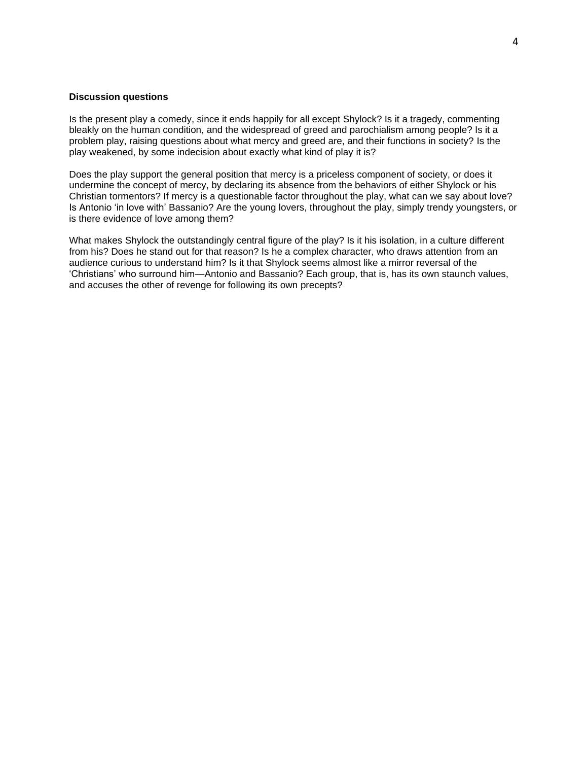**Discussion questions**

Is the present play a comedy, since it ends happily for all except Shylock? Is it a tragedy, commenting bleakly on the human condition, and the widespread of greed and parochialism among people? Is it a problem play, raising questions about what mercy and greed are, and their functions in society? Is the play weakened, by some indecision about exactly what kind of play it is?

Does the play support the general position that mercy is a priceless component of society, or does it undermine the concept of mercy, by declaring its absence from the behaviors of either Shylock or his Christian tormentors? If mercy is a questionable factor throughout the play, what can we say about love? Is Antonio 'in love with' Bassanio? Are the young lovers, throughout the play, simply trendy youngsters, or is there evidence of love among them?

What makes Shylock the outstandingly central figure of the play? Is it his isolation, in a culture different from his? Does he stand out for that reason? Is he a complex character, who draws attention from an audience curious to understand him? Is it that Shylock seems almost like a mirror reversal of the 'Christians' who surround him—Antonio and Bassanio? Each group, that is, has its own staunch values, and accuses the other of revenge for following its own precepts?